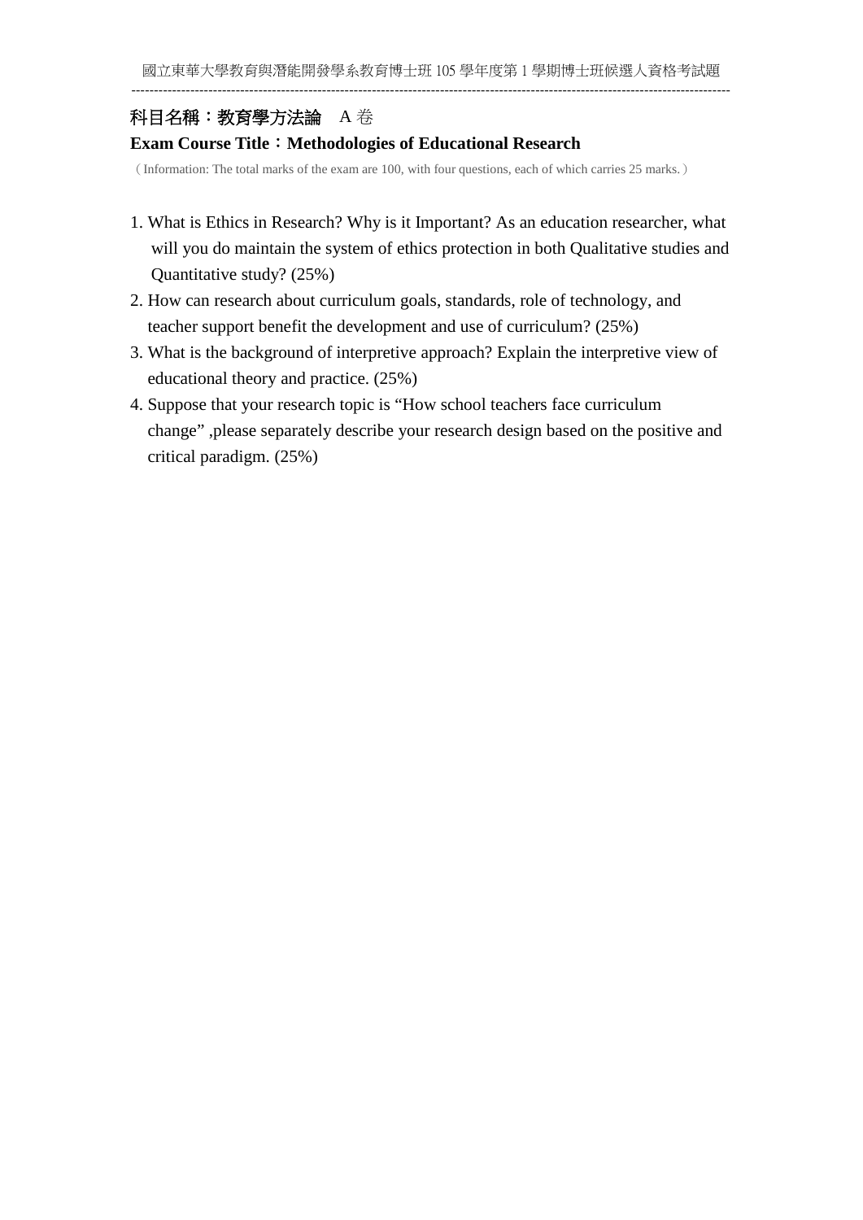國立東華大學教育與潛能開發學系教育博士班 105 學年度第 1 學期博士班候選人資格考試題

---

**科目名稱：教育學方法論** A 卷

**Exam Course Title：Methodologies of Educational Research**

（Information: The total marks of the exam are 100, with four questions, each of which carries 25 marks.）

1. What is Ethics in Research? Why is it Important? As an education researcher, what will you do maintain the system of ethics protection in both Qualitative studies and Quantitative study? (25%)
2. How can research about curriculum goals, standards, role of technology, and teacher support benefit the development and use of curriculum? (25%)
3. What is the background of interpretive approach? Explain the interpretive view of educational theory and practice. (25%)
4. Suppose that your research topic is "How school teachers face curriculum change" ,please separately describe your research design based on the positive and critical paradigm. (25%)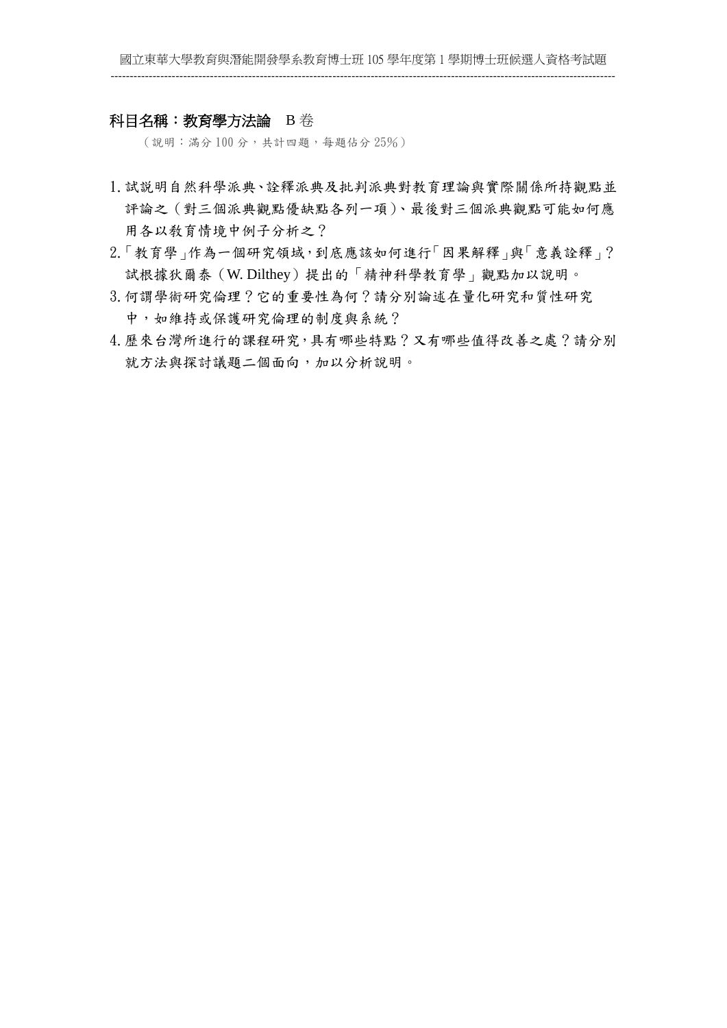**科目名稱：教育學方法論** B 卷

（說明：滿分 100 分，共計四題，每題佔分 25%）

1. 試說明自然科學派典、詮釋派典及批判派典對教育理論與實際關係所持觀點並評論之（對三個派典觀點優缺點各列一項）、最後對三個派典觀點可能如何應用各以教育情境中例子分析之？
2. 「教育學」作為一個研究領域，到底應該如何進行「因果解釋」與「意義詮釋」？試根據狄爾泰（W. Dilthey）提出的「精神科學教育學」觀點加以說明。
3. 何謂學術研究倫理？它的重要性為何？請分別論述在量化研究和質性研究中，如維持或保護研究倫理的制度與系統？
4. 歷來台灣所進行的課程研究，具有哪些特點？又有哪些值得改善之處？請分別就方法與探討議題二個面向，加以分析說明。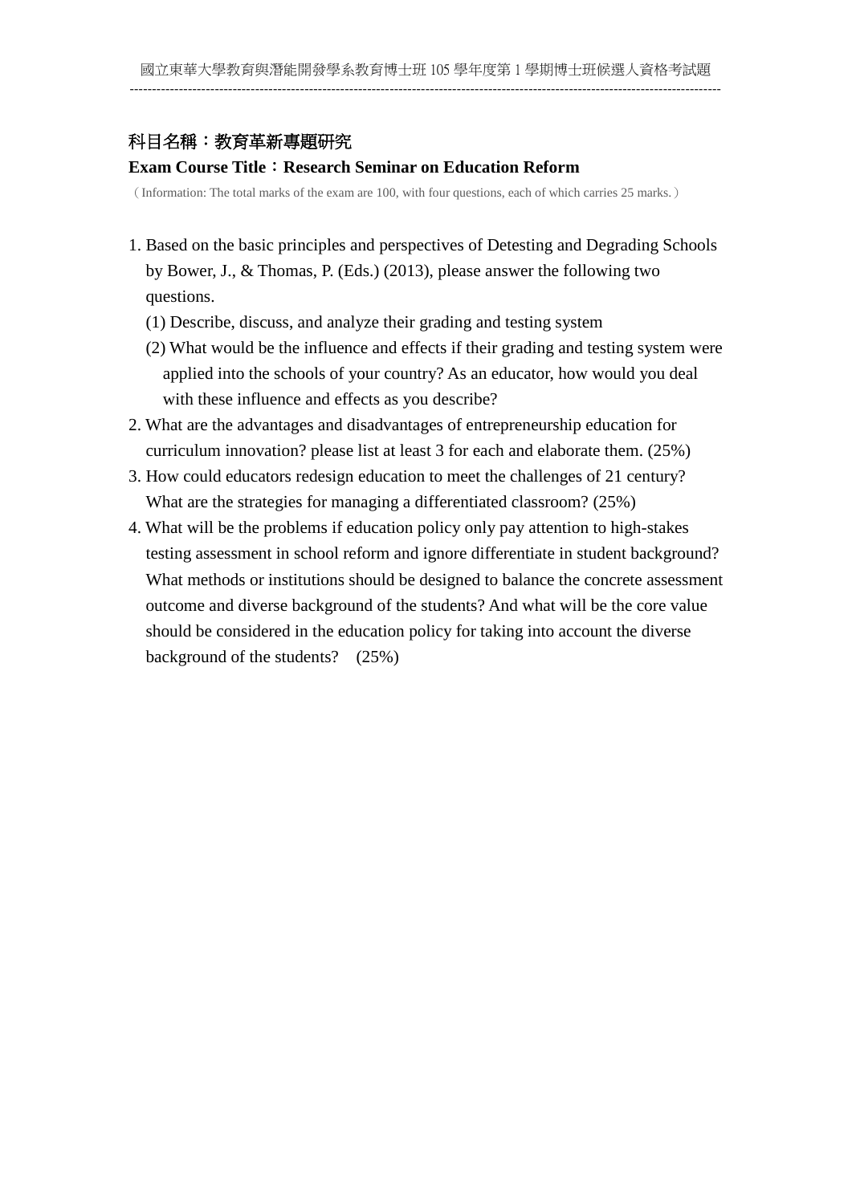科目名稱：教育革新專題研究

**Exam Course Title：Research Seminar on Education Reform**

（Information: The total marks of the exam are 100, with four questions, each of which carries 25 marks.）

1. Based on the basic principles and perspectives of Detesting and Degrading Schools by Bower, J., & Thomas, P. (Eds.) (2013), please answer the following two questions.
   (1) Describe, discuss, and analyze their grading and testing system
   (2) What would be the influence and effects if their grading and testing system were applied into the schools of your country? As an educator, how would you deal with these influence and effects as you describe?
2. What are the advantages and disadvantages of entrepreneurship education for curriculum innovation? please list at least 3 for each and elaborate them. (25%)
3. How could educators redesign education to meet the challenges of 21 century? What are the strategies for managing a differentiated classroom? (25%)
4. What will be the problems if education policy only pay attention to high-stakes testing assessment in school reform and ignore differentiate in student background? What methods or institutions should be designed to balance the concrete assessment outcome and diverse background of the students? And what will be the core value should be considered in the education policy for taking into account the diverse background of the students? (25%)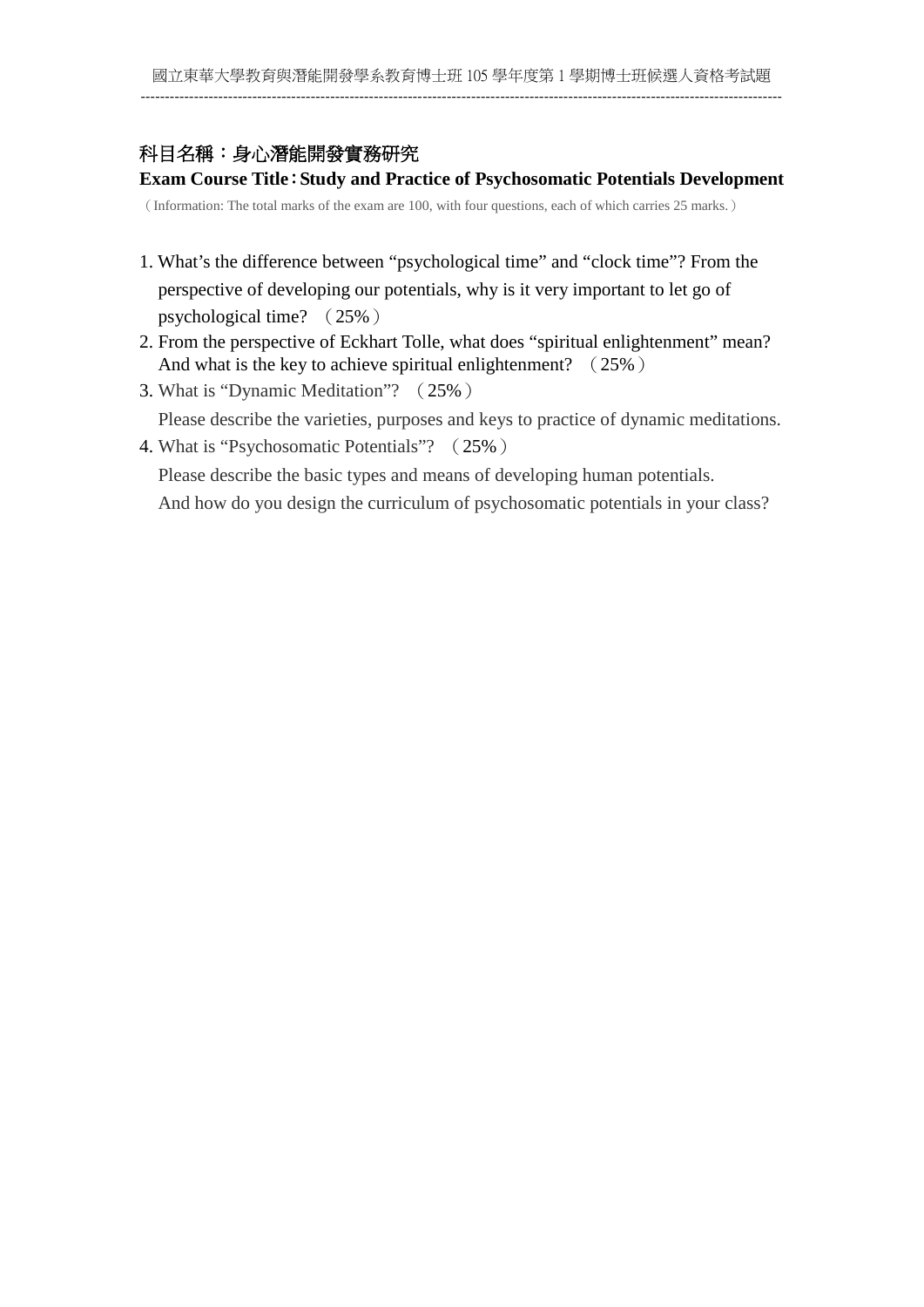**科目名稱：身心潛能開發實務研究**

**Exam Course Title：Study and Practice of Psychosomatic Potentials Development**

（Information: The total marks of the exam are 100, with four questions, each of which carries 25 marks.）

1. What's the difference between "psychological time" and "clock time"? From the perspective of developing our potentials, why is it very important to let go of psychological time? （25%）
2. From the perspective of Eckhart Tolle, what does "spiritual enlightenment" mean? And what is the key to achieve spiritual enlightenment? （25%）
3. What is "Dynamic Meditation"? （25%）
   Please describe the varieties, purposes and keys to practice of dynamic meditations.
4. What is "Psychosomatic Potentials"? （25%）
   Please describe the basic types and means of developing human potentials.
   And how do you design the curriculum of psychosomatic potentials in your class?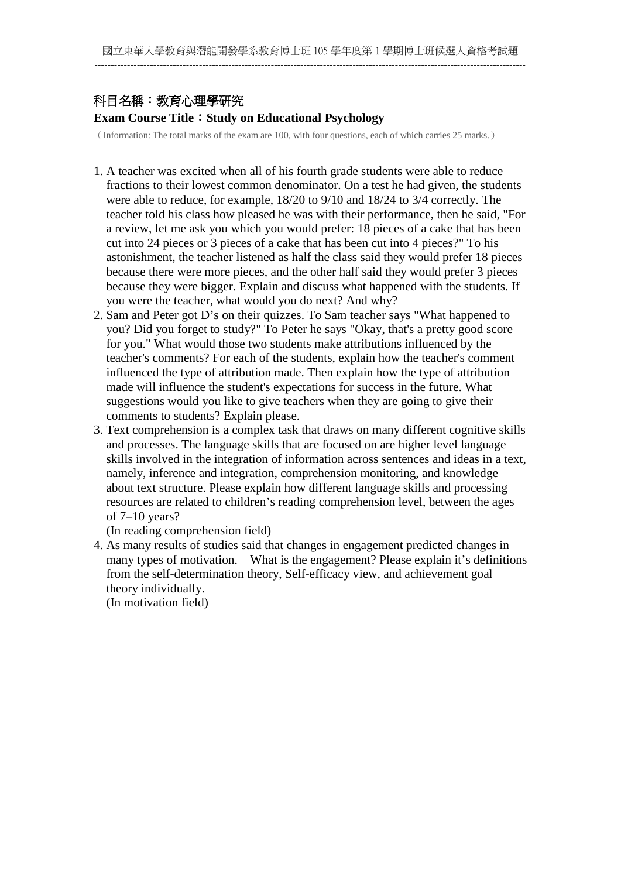## 科目名稱：教育心理學研究

**Exam Course Title：Study on Educational Psychology**

（Information: The total marks of the exam are 100, with four questions, each of which carries 25 marks.）

1. A teacher was excited when all of his fourth grade students were able to reduce fractions to their lowest common denominator. On a test he had given, the students were able to reduce, for example, 18/20 to 9/10 and 18/24 to 3/4 correctly. The teacher told his class how pleased he was with their performance, then he said, "For a review, let me ask you which you would prefer: 18 pieces of a cake that has been cut into 24 pieces or 3 pieces of a cake that has been cut into 4 pieces?" To his astonishment, the teacher listened as half the class said they would prefer 18 pieces because there were more pieces, and the other half said they would prefer 3 pieces because they were bigger. Explain and discuss what happened with the students. If you were the teacher, what would you do next? And why?
2. Sam and Peter got D's on their quizzes. To Sam teacher says "What happened to you? Did you forget to study?" To Peter he says "Okay, that's a pretty good score for you." What would those two students make attributions influenced by the teacher's comments? For each of the students, explain how the teacher's comment influenced the type of attribution made. Then explain how the type of attribution made will influence the student's expectations for success in the future. What suggestions would you like to give teachers when they are going to give their comments to students? Explain please.
3. Text comprehension is a complex task that draws on many different cognitive skills and processes. The language skills that are focused on are higher level language skills involved in the integration of information across sentences and ideas in a text, namely, inference and integration, comprehension monitoring, and knowledge about text structure. Please explain how different language skills and processing resources are related to children's reading comprehension level, between the ages of 7–10 years?
   (In reading comprehension field)
4. As many results of studies said that changes in engagement predicted changes in many types of motivation.  What is the engagement? Please explain it's definitions from the self-determination theory, Self-efficacy view, and achievement goal theory individually.
   (In motivation field)